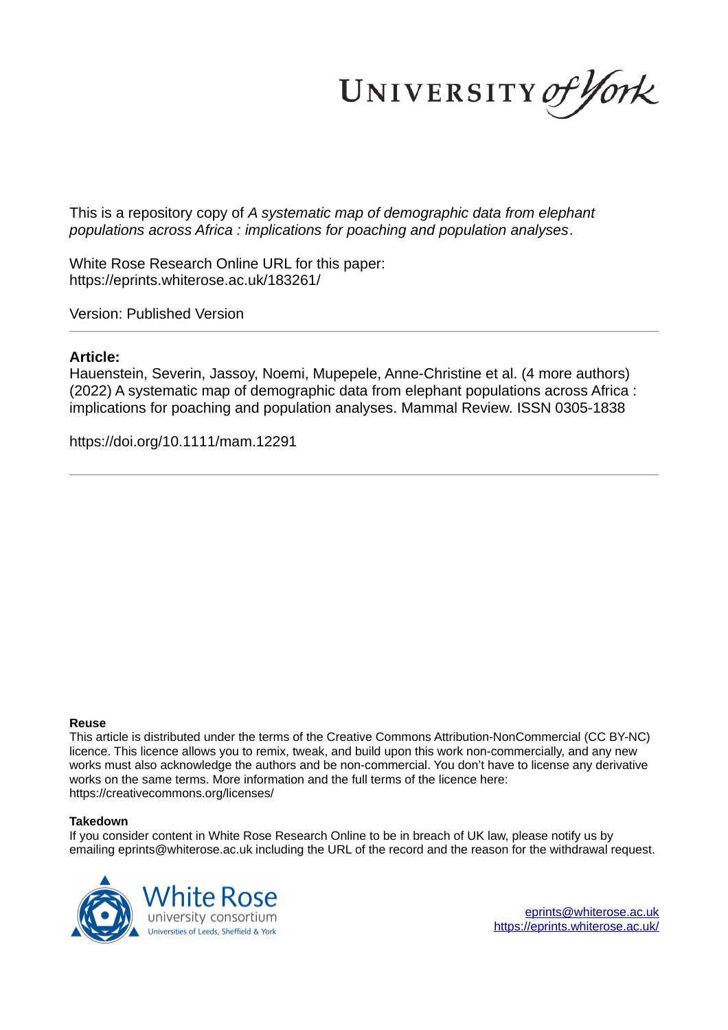This is a repository copy of *A systematic map of demographic data from elephant populations across Africa : implications for poaching and population analyses*.

White Rose Research Online URL for this paper:
https://eprints.whiterose.ac.uk/183261/

Version: Published Version

## Article:

Hauenstein, Severin, Jassoy, Noemi, Mupepele, Anne-Christine et al. (4 more authors) (2022) A systematic map of demographic data from elephant populations across Africa : implications for poaching and population analyses. Mammal Review. ISSN 0305-1838

https://doi.org/10.1111/mam.12291

### Reuse

This article is distributed under the terms of the Creative Commons Attribution-NonCommercial (CC BY-NC) licence. This licence allows you to remix, tweak, and build upon this work non-commercially, and any new works must also acknowledge the authors and be non-commercial. You don't have to license any derivative works on the same terms. More information and the full terms of the licence here: https://creativecommons.org/licenses/

### Takedown

If you consider content in White Rose Research Online to be in breach of UK law, please notify us by emailing eprints@whiterose.ac.uk including the URL of the record and the reason for the withdrawal request.

eprints@whiterose.ac.uk
https://eprints.whiterose.ac.uk/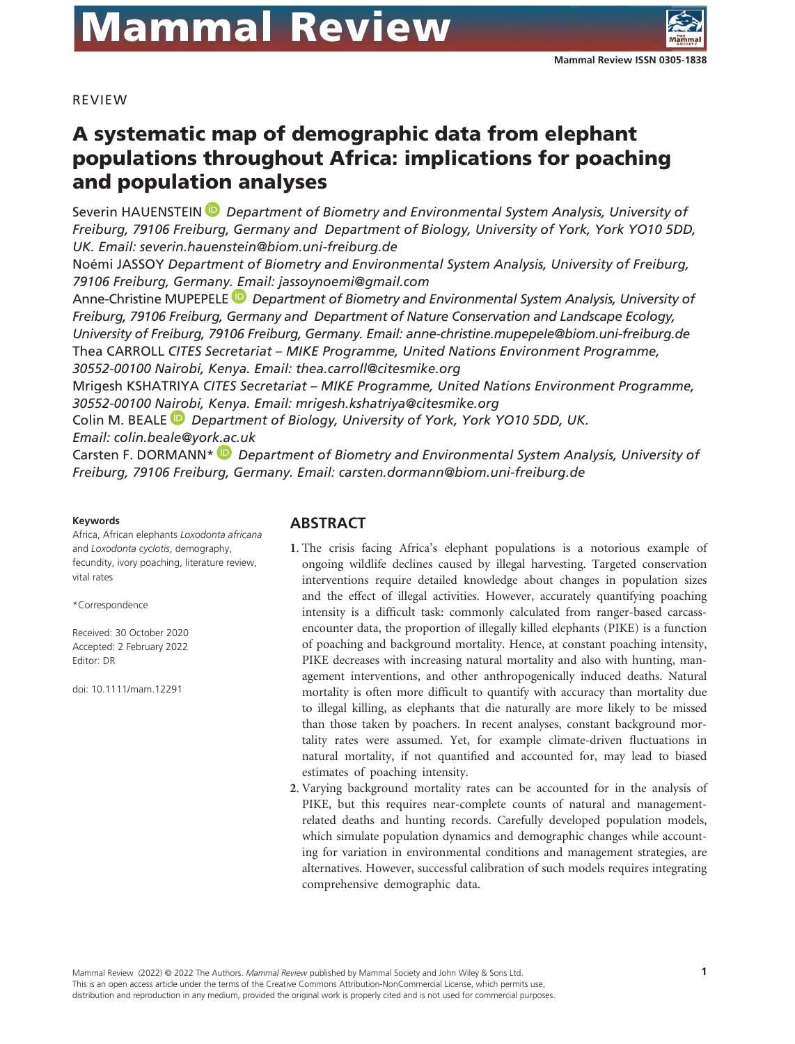REVIEW

# A systematic map of demographic data from elephant populations throughout Africa: implications for poaching and population analyses

Severin HAUENSTEIN *Department of Biometry and Environmental System Analysis, University of Freiburg, 79106 Freiburg, Germany and Department of Biology, University of York, York YO10 5DD, UK. Email: severin.hauenstein@biom.uni-freiburg.de*

Noémi JASSOY *Department of Biometry and Environmental System Analysis, University of Freiburg, 79106 Freiburg, Germany. Email: jassoynoemi@gmail.com*

Anne-Christine MUPEPELE *Department of Biometry and Environmental System Analysis, University of Freiburg, 79106 Freiburg, Germany and Department of Nature Conservation and Landscape Ecology, University of Freiburg, 79106 Freiburg, Germany. Email: anne-christine.mupepele@biom.uni-freiburg.de*

Thea CARROLL *CITES Secretariat – MIKE Programme, United Nations Environment Programme, 30552-00100 Nairobi, Kenya. Email: thea.carroll@citesmike.org*

Mrigesh KSHATRIYA *CITES Secretariat – MIKE Programme, United Nations Environment Programme, 30552-00100 Nairobi, Kenya. Email: mrigesh.kshatriya@citesmike.org*

Colin M. BEALE *Department of Biology, University of York, York YO10 5DD, UK. Email: colin.beale@york.ac.uk*

Carsten F. DORMANN* *Department of Biometry and Environmental System Analysis, University of Freiburg, 79106 Freiburg, Germany. Email: carsten.dormann@biom.uni-freiburg.de*

**Keywords**

Africa, African elephants *Loxodonta africana* and *Loxodonta cyclotis*, demography, fecundity, ivory poaching, literature review, vital rates

*Correspondence

Received: 30 October 2020
Accepted: 2 February 2022
Editor: DR

doi: 10.1111/mam.12291

## ABSTRACT

1. The crisis facing Africa's elephant populations is a notorious example of ongoing wildlife declines caused by illegal harvesting. Targeted conservation interventions require detailed knowledge about changes in population sizes and the effect of illegal activities. However, accurately quantifying poaching intensity is a difficult task: commonly calculated from ranger-based carcass-encounter data, the proportion of illegally killed elephants (PIKE) is a function of poaching and background mortality. Hence, at constant poaching intensity, PIKE decreases with increasing natural mortality and also with hunting, management interventions, and other anthropogenically induced deaths. Natural mortality is often more difficult to quantify with accuracy than mortality due to illegal killing, as elephants that die naturally are more likely to be missed than those taken by poachers. In recent analyses, constant background mortality rates were assumed. Yet, for example climate-driven fluctuations in natural mortality, if not quantified and accounted for, may lead to biased estimates of poaching intensity.
2. Varying background mortality rates can be accounted for in the analysis of PIKE, but this requires near-complete counts of natural and management-related deaths and hunting records. Carefully developed population models, which simulate population dynamics and demographic changes while accounting for variation in environmental conditions and management strategies, are alternatives. However, successful calibration of such models requires integrating comprehensive demographic data.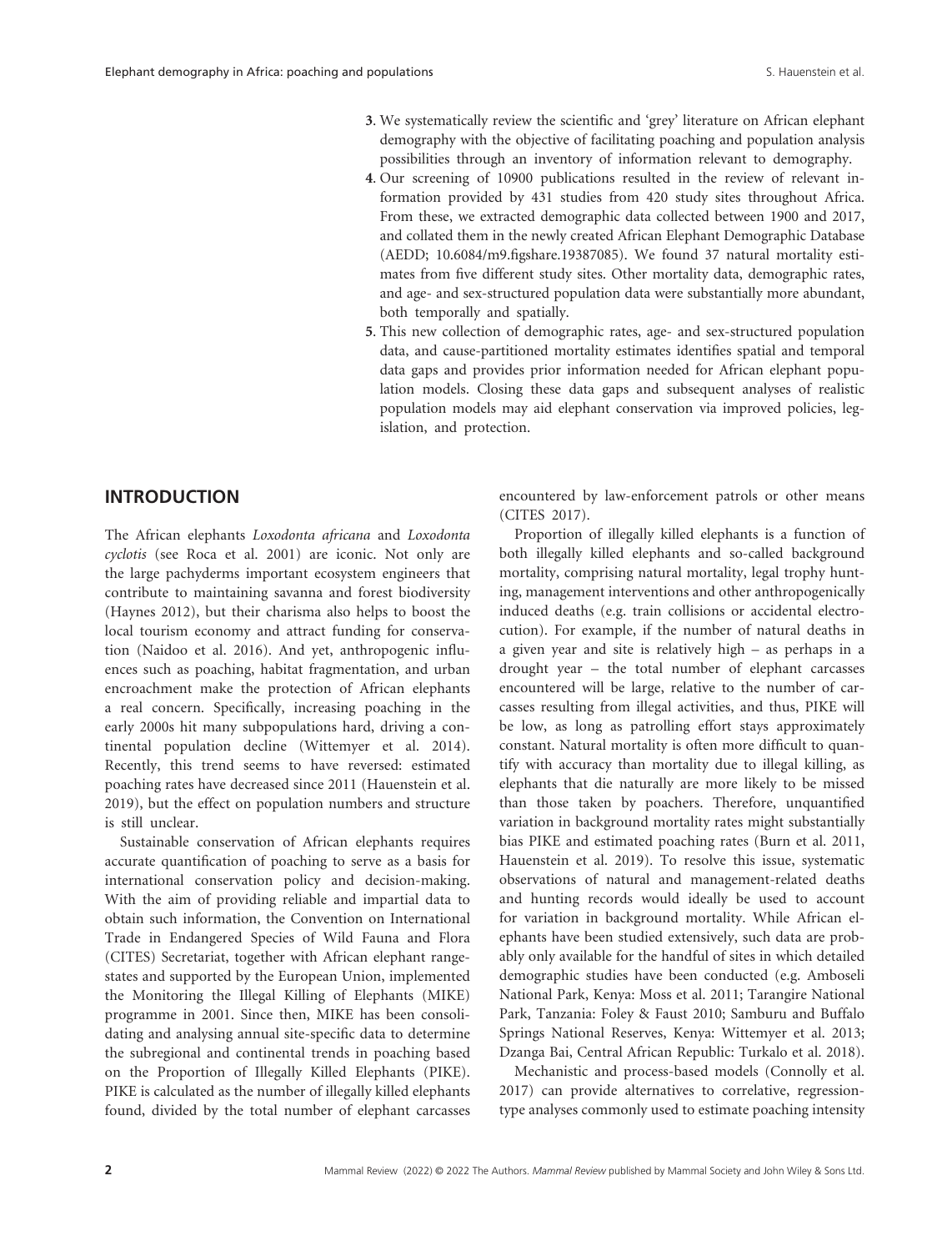3. We systematically review the scientific and 'grey' literature on African elephant demography with the objective of facilitating poaching and population analysis possibilities through an inventory of information relevant to demography.
4. Our screening of 10900 publications resulted in the review of relevant information provided by 431 studies from 420 study sites throughout Africa. From these, we extracted demographic data collected between 1900 and 2017, and collated them in the newly created African Elephant Demographic Database (AEDD; 10.6084/m9.figshare.19387085). We found 37 natural mortality estimates from five different study sites. Other mortality data, demographic rates, and age- and sex-structured population data were substantially more abundant, both temporally and spatially.
5. This new collection of demographic rates, age- and sex-structured population data, and cause-partitioned mortality estimates identifies spatial and temporal data gaps and provides prior information needed for African elephant population models. Closing these data gaps and subsequent analyses of realistic population models may aid elephant conservation via improved policies, legislation, and protection.

## INTRODUCTION

The African elephants *Loxodonta africana* and *Loxodonta cyclotis* (see Roca et al. 2001) are iconic. Not only are the large pachyderms important ecosystem engineers that contribute to maintaining savanna and forest biodiversity (Haynes 2012), but their charisma also helps to boost the local tourism economy and attract funding for conservation (Naidoo et al. 2016). And yet, anthropogenic influences such as poaching, habitat fragmentation, and urban encroachment make the protection of African elephants a real concern. Specifically, increasing poaching in the early 2000s hit many subpopulations hard, driving a continental population decline (Wittemyer et al. 2014). Recently, this trend seems to have reversed: estimated poaching rates have decreased since 2011 (Hauenstein et al. 2019), but the effect on population numbers and structure is still unclear.

Sustainable conservation of African elephants requires accurate quantification of poaching to serve as a basis for international conservation policy and decision-making. With the aim of providing reliable and impartial data to obtain such information, the Convention on International Trade in Endangered Species of Wild Fauna and Flora (CITES) Secretariat, together with African elephant range-states and supported by the European Union, implemented the Monitoring the Illegal Killing of Elephants (MIKE) programme in 2001. Since then, MIKE has been consolidating and analysing annual site-specific data to determine the subregional and continental trends in poaching based on the Proportion of Illegally Killed Elephants (PIKE). PIKE is calculated as the number of illegally killed elephants found, divided by the total number of elephant carcasses encountered by law-enforcement patrols or other means (CITES 2017).

Proportion of illegally killed elephants is a function of both illegally killed elephants and so-called background mortality, comprising natural mortality, legal trophy hunting, management interventions and other anthropogenically induced deaths (e.g. train collisions or accidental electrocution). For example, if the number of natural deaths in a given year and site is relatively high – as perhaps in a drought year – the total number of elephant carcasses encountered will be large, relative to the number of carcasses resulting from illegal activities, and thus, PIKE will be low, as long as patrolling effort stays approximately constant. Natural mortality is often more difficult to quantify with accuracy than mortality due to illegal killing, as elephants that die naturally are more likely to be missed than those taken by poachers. Therefore, unquantified variation in background mortality rates might substantially bias PIKE and estimated poaching rates (Burn et al. 2011, Hauenstein et al. 2019). To resolve this issue, systematic observations of natural and management-related deaths and hunting records would ideally be used to account for variation in background mortality. While African elephants have been studied extensively, such data are probably only available for the handful of sites in which detailed demographic studies have been conducted (e.g. Amboseli National Park, Kenya: Moss et al. 2011; Tarangire National Park, Tanzania: Foley & Faust 2010; Samburu and Buffalo Springs National Reserves, Kenya: Wittemyer et al. 2013; Dzanga Bai, Central African Republic: Turkalo et al. 2018).

Mechanistic and process-based models (Connolly et al. 2017) can provide alternatives to correlative, regression-type analyses commonly used to estimate poaching intensity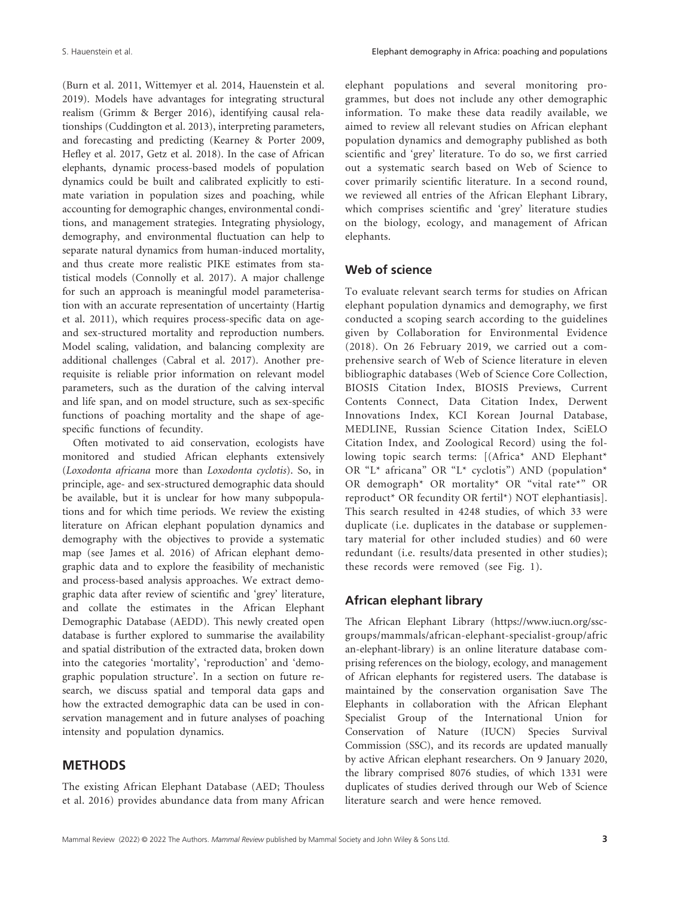(Burn et al. 2011, Wittemyer et al. 2014, Hauenstein et al. 2019). Models have advantages for integrating structural realism (Grimm & Berger 2016), identifying causal relationships (Cuddington et al. 2013), interpreting parameters, and forecasting and predicting (Kearney & Porter 2009, Hefley et al. 2017, Getz et al. 2018). In the case of African elephants, dynamic process-based models of population dynamics could be built and calibrated explicitly to estimate variation in population sizes and poaching, while accounting for demographic changes, environmental conditions, and management strategies. Integrating physiology, demography, and environmental fluctuation can help to separate natural dynamics from human-induced mortality, and thus create more realistic PIKE estimates from statistical models (Connolly et al. 2017). A major challenge for such an approach is meaningful model parameterisation with an accurate representation of uncertainty (Hartig et al. 2011), which requires process-specific data on age- and sex-structured mortality and reproduction numbers. Model scaling, validation, and balancing complexity are additional challenges (Cabral et al. 2017). Another prerequisite is reliable prior information on relevant model parameters, such as the duration of the calving interval and life span, and on model structure, such as sex-specific functions of poaching mortality and the shape of age-specific functions of fecundity.

Often motivated to aid conservation, ecologists have monitored and studied African elephants extensively (*Loxodonta africana* more than *Loxodonta cyclotis*). So, in principle, age- and sex-structured demographic data should be available, but it is unclear for how many subpopulations and for which time periods. We review the existing literature on African elephant population dynamics and demography with the objectives to provide a systematic map (see James et al. 2016) of African elephant demographic data and to explore the feasibility of mechanistic and process-based analysis approaches. We extract demographic data after review of scientific and 'grey' literature, and collate the estimates in the African Elephant Demographic Database (AEDD). This newly created open database is further explored to summarise the availability and spatial distribution of the extracted data, broken down into the categories 'mortality', 'reproduction' and 'demographic population structure'. In a section on future research, we discuss spatial and temporal data gaps and how the extracted demographic data can be used in conservation management and in future analyses of poaching intensity and population dynamics.

## METHODS

The existing African Elephant Database (AED; Thouless et al. 2016) provides abundance data from many African elephant populations and several monitoring programmes, but does not include any other demographic information. To make these data readily available, we aimed to review all relevant studies on African elephant population dynamics and demography published as both scientific and 'grey' literature. To do so, we first carried out a systematic search based on Web of Science to cover primarily scientific literature. In a second round, we reviewed all entries of the African Elephant Library, which comprises scientific and 'grey' literature studies on the biology, ecology, and management of African elephants.

### Web of science

To evaluate relevant search terms for studies on African elephant population dynamics and demography, we first conducted a scoping search according to the guidelines given by Collaboration for Environmental Evidence (2018). On 26 February 2019, we carried out a comprehensive search of Web of Science literature in eleven bibliographic databases (Web of Science Core Collection, BIOSIS Citation Index, BIOSIS Previews, Current Contents Connect, Data Citation Index, Derwent Innovations Index, KCI Korean Journal Database, MEDLINE, Russian Science Citation Index, SciELO Citation Index, and Zoological Record) using the following topic search terms: [(Africa* AND Elephant* OR "L* africana" OR "L* cyclotis") AND (population* OR demograph* OR mortality* OR "vital rate*" OR reproduct* OR fecundity OR fertil*) NOT elephantiasis]. This search resulted in 4248 studies, of which 33 were duplicate (i.e. duplicates in the database or supplementary material for other included studies) and 60 were redundant (i.e. results/data presented in other studies); these records were removed (see Fig. 1).

### African elephant library

The African Elephant Library (https://www.iucn.org/ssc-groups/mammals/african-elephant-specialist-group/african-elephant-library) is an online literature database comprising references on the biology, ecology, and management of African elephants for registered users. The database is maintained by the conservation organisation Save The Elephants in collaboration with the African Elephant Specialist Group of the International Union for Conservation of Nature (IUCN) Species Survival Commission (SSC), and its records are updated manually by active African elephant researchers. On 9 January 2020, the library comprised 8076 studies, of which 1331 were duplicates of studies derived through our Web of Science literature search and were hence removed.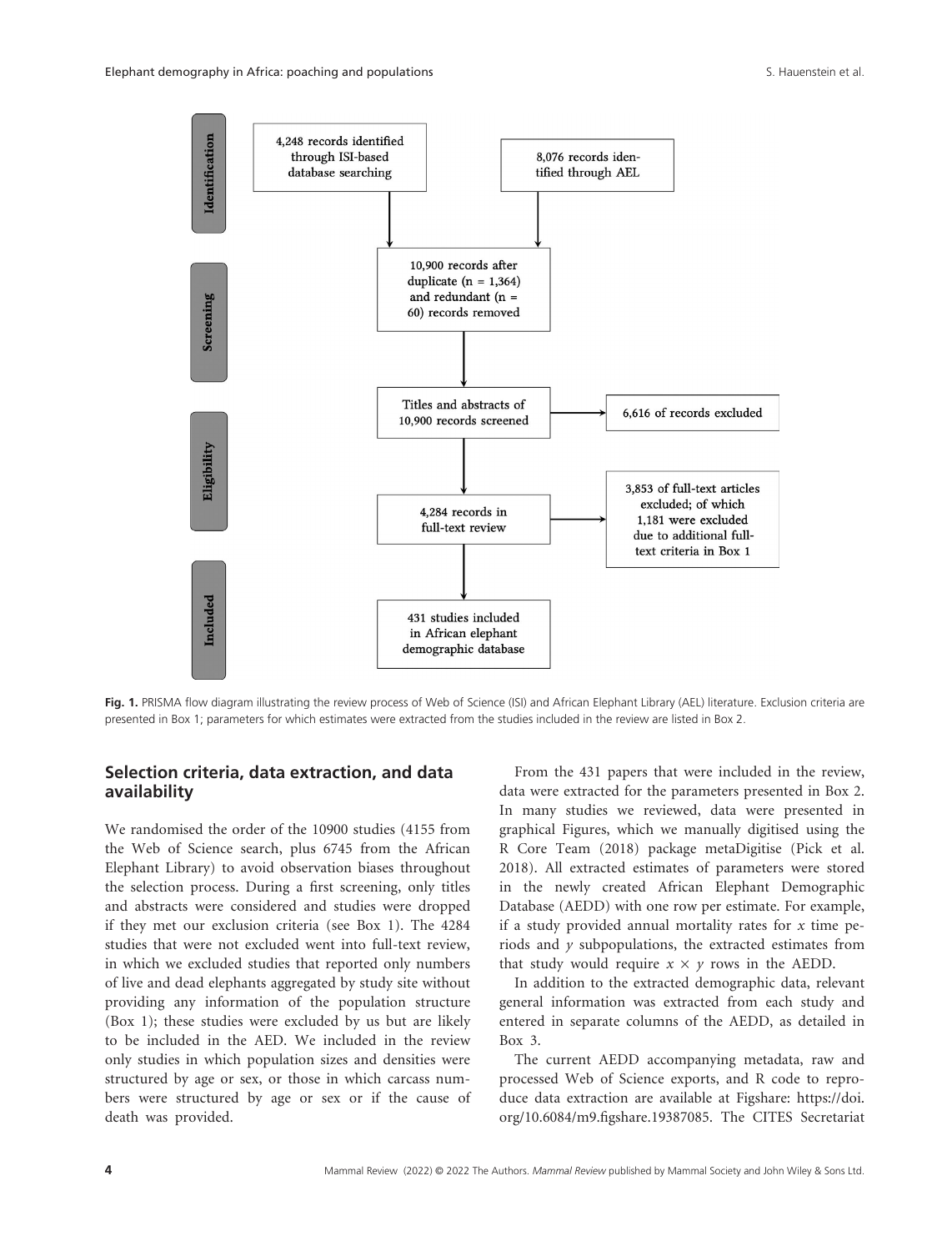Identification

4,248 records identified through ISI-based database searching

8,076 records identified through AEL

Screening

10,900 records after duplicate (n = 1,364) and redundant (n = 60) records removed

Titles and abstracts of 10,900 records screened

6,616 of records excluded

Eligibility

4,284 records in full-text review

3,853 of full-text articles excluded; of which 1,181 were excluded due to additional full-text criteria in Box 1

Included

431 studies included in African elephant demographic database

**Fig. 1.** PRISMA flow diagram illustrating the review process of Web of Science (ISI) and African Elephant Library (AEL) literature. Exclusion criteria are presented in Box 1; parameters for which estimates were extracted from the studies included in the review are listed in Box 2.

## Selection criteria, data extraction, and data availability

We randomised the order of the 10900 studies (4155 from the Web of Science search, plus 6745 from the African Elephant Library) to avoid observation biases throughout the selection process. During a first screening, only titles and abstracts were considered and studies were dropped if they met our exclusion criteria (see Box 1). The 4284 studies that were not excluded went into full-text review, in which we excluded studies that reported only numbers of live and dead elephants aggregated by study site without providing any information of the population structure (Box 1); these studies were excluded by us but are likely to be included in the AED. We included in the review only studies in which population sizes and densities were structured by age or sex, or those in which carcass numbers were structured by age or sex or if the cause of death was provided.

From the 431 papers that were included in the review, data were extracted for the parameters presented in Box 2. In many studies we reviewed, data were presented in graphical Figures, which we manually digitised using the R Core Team (2018) package metaDigitise (Pick et al. 2018). All extracted estimates of parameters were stored in the newly created African Elephant Demographic Database (AEDD) with one row per estimate. For example, if a study provided annual mortality rates for $x$ time periods and $y$ subpopulations, the extracted estimates from that study would require $x \times y$ rows in the AEDD.

In addition to the extracted demographic data, relevant general information was extracted from each study and entered in separate columns of the AEDD, as detailed in Box 3.

The current AEDD accompanying metadata, raw and processed Web of Science exports, and R code to reproduce data extraction are available at Figshare: https://doi.org/10.6084/m9.figshare.19387085. The CITES Secretariat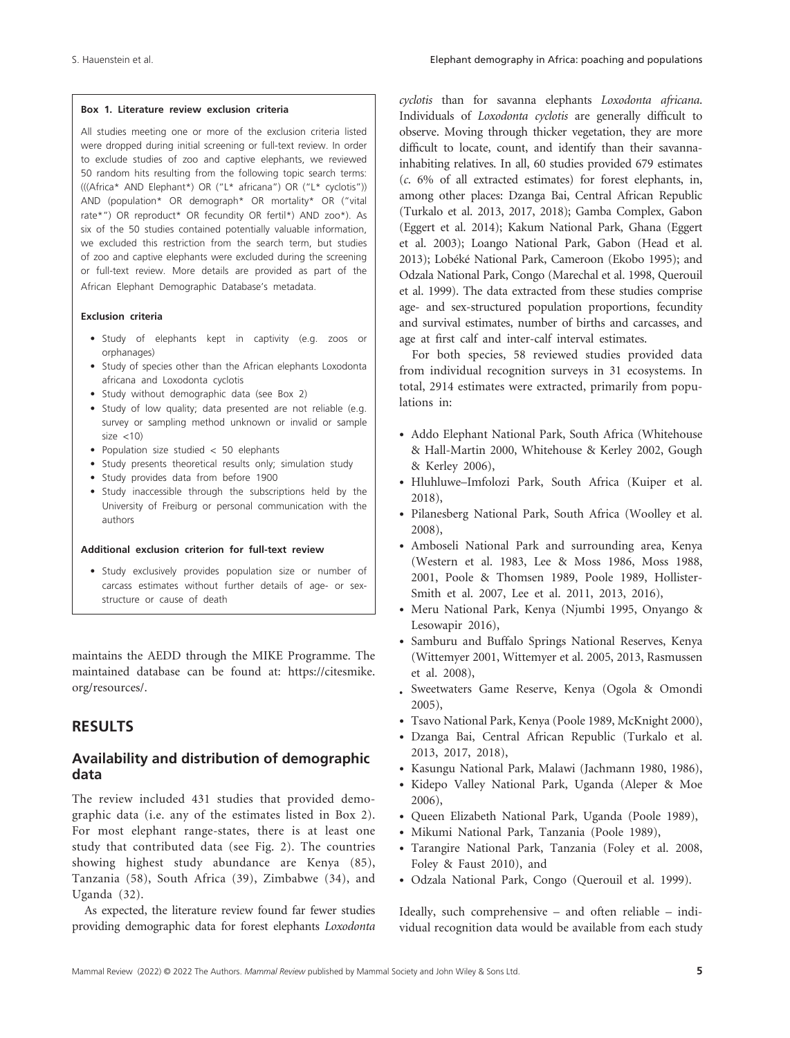**Box 1. Literature review exclusion criteria**

All studies meeting one or more of the exclusion criteria listed were dropped during initial screening or full-text review. In order to exclude studies of zoo and captive elephants, we reviewed 50 random hits resulting from the following topic search terms: (((Africa* AND Elephant*) OR ("L* africana") OR ("L* cyclotis")) AND (population* OR demograph* OR mortality* OR ("vital rate*") OR reproduct* OR fecundity OR fertil*) AND zoo*). As six of the 50 studies contained potentially valuable information, we excluded this restriction from the search term, but studies of zoo and captive elephants were excluded during the screening or full-text review. More details are provided as part of the African Elephant Demographic Database's metadata.

**Exclusion criteria**

- Study of elephants kept in captivity (e.g. zoos or orphanages)
- Study of species other than the African elephants Loxodonta africana and Loxodonta cyclotis
- Study without demographic data (see Box 2)
- Study of low quality; data presented are not reliable (e.g. survey or sampling method unknown or invalid or sample size <10)
- Population size studied < 50 elephants
- Study presents theoretical results only; simulation study
- Study provides data from before 1900
- Study inaccessible through the subscriptions held by the University of Freiburg or personal communication with the authors

**Additional exclusion criterion for full-text review**

- Study exclusively provides population size or number of carcass estimates without further details of age- or sex-structure or cause of death

maintains the AEDD through the MIKE Programme. The maintained database can be found at: https://citesmike.org/resources/.

## RESULTS

### Availability and distribution of demographic data

The review included 431 studies that provided demographic data (i.e. any of the estimates listed in Box 2). For most elephant range-states, there is at least one study that contributed data (see Fig. 2). The countries showing highest study abundance are Kenya (85), Tanzania (58), South Africa (39), Zimbabwe (34), and Uganda (32).

As expected, the literature review found far fewer studies providing demographic data for forest elephants *Loxodonta cyclotis* than for savanna elephants *Loxodonta africana*. Individuals of *Loxodonta cyclotis* are generally difficult to observe. Moving through thicker vegetation, they are more difficult to locate, count, and identify than their savanna-inhabiting relatives. In all, 60 studies provided 679 estimates (*c.* 6% of all extracted estimates) for forest elephants, in, among other places: Dzanga Bai, Central African Republic (Turkalo et al. 2013, 2017, 2018); Gamba Complex, Gabon (Eggert et al. 2014); Kakum National Park, Ghana (Eggert et al. 2003); Loango National Park, Gabon (Head et al. 2013); Lobéké National Park, Cameroon (Ekobo 1995); and Odzala National Park, Congo (Marechal et al. 1998, Querouil et al. 1999). The data extracted from these studies comprise age- and sex-structured population proportions, fecundity and survival estimates, number of births and carcasses, and age at first calf and inter-calf interval estimates.

For both species, 58 reviewed studies provided data from individual recognition surveys in 31 ecosystems. In total, 2914 estimates were extracted, primarily from populations in:

- Addo Elephant National Park, South Africa (Whitehouse & Hall-Martin 2000, Whitehouse & Kerley 2002, Gough & Kerley 2006),
- Hluhluwe–Imfolozi Park, South Africa (Kuiper et al. 2018),
- Pilanesberg National Park, South Africa (Woolley et al. 2008),
- Amboseli National Park and surrounding area, Kenya (Western et al. 1983, Lee & Moss 1986, Moss 1988, 2001, Poole & Thomsen 1989, Poole 1989, Hollister-Smith et al. 2007, Lee et al. 2011, 2013, 2016),
- Meru National Park, Kenya (Njumbi 1995, Onyango & Lesowapir 2016),
- Samburu and Buffalo Springs National Reserves, Kenya (Wittemyer 2001, Wittemyer et al. 2005, 2013, Rasmussen et al. 2008),
- Sweetwaters Game Reserve, Kenya (Ogola & Omondi 2005),
- Tsavo National Park, Kenya (Poole 1989, McKnight 2000),
- Dzanga Bai, Central African Republic (Turkalo et al. 2013, 2017, 2018),
- Kasungu National Park, Malawi (Jachmann 1980, 1986),
- Kidepo Valley National Park, Uganda (Aleper & Moe 2006),
- Queen Elizabeth National Park, Uganda (Poole 1989),
- Mikumi National Park, Tanzania (Poole 1989),
- Tarangire National Park, Tanzania (Foley et al. 2008, Foley & Faust 2010), and
- Odzala National Park, Congo (Querouil et al. 1999).

Ideally, such comprehensive – and often reliable – individual recognition data would be available from each study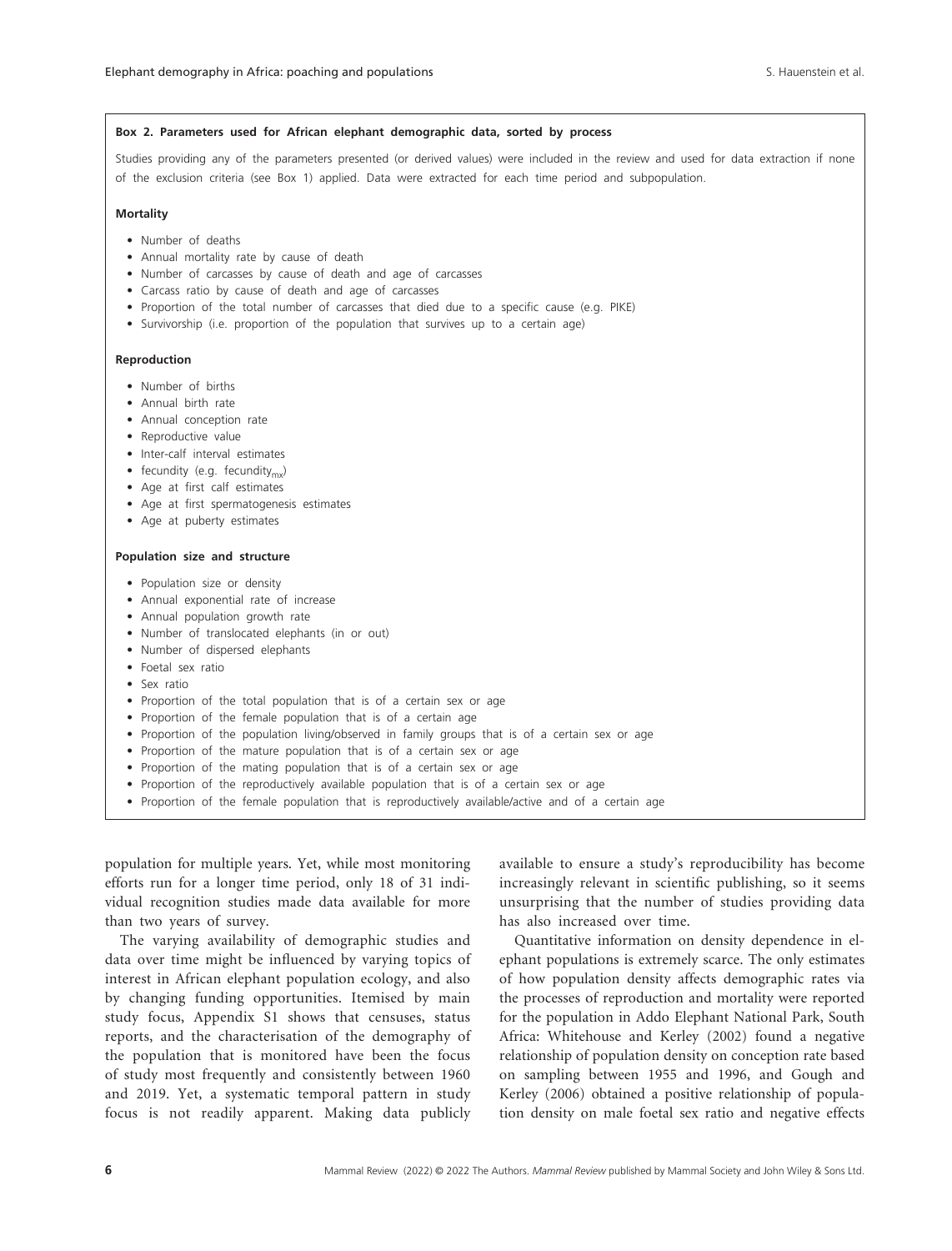**Box 2. Parameters used for African elephant demographic data, sorted by process**

Studies providing any of the parameters presented (or derived values) were included in the review and used for data extraction if none of the exclusion criteria (see Box 1) applied. Data were extracted for each time period and subpopulation.

**Mortality**

- Number of deaths
- Annual mortality rate by cause of death
- Number of carcasses by cause of death and age of carcasses
- Carcass ratio by cause of death and age of carcasses
- Proportion of the total number of carcasses that died due to a specific cause (e.g. PIKE)
- Survivorship (i.e. proportion of the population that survives up to a certain age)

**Reproduction**

- Number of births
- Annual birth rate
- Annual conception rate
- Reproductive value
- Inter-calf interval estimates
- fecundity (e.g. fecundity$_{mx}$)
- Age at first calf estimates
- Age at first spermatogenesis estimates
- Age at puberty estimates

**Population size and structure**

- Population size or density
- Annual exponential rate of increase
- Annual population growth rate
- Number of translocated elephants (in or out)
- Number of dispersed elephants
- Foetal sex ratio
- Sex ratio
- Proportion of the total population that is of a certain sex or age
- Proportion of the female population that is of a certain age
- Proportion of the population living/observed in family groups that is of a certain sex or age
- Proportion of the mature population that is of a certain sex or age
- Proportion of the mating population that is of a certain sex or age
- Proportion of the reproductively available population that is of a certain sex or age
- Proportion of the female population that is reproductively available/active and of a certain age

population for multiple years. Yet, while most monitoring efforts run for a longer time period, only 18 of 31 individual recognition studies made data available for more than two years of survey.

The varying availability of demographic studies and data over time might be influenced by varying topics of interest in African elephant population ecology, and also by changing funding opportunities. Itemised by main study focus, Appendix S1 shows that censuses, status reports, and the characterisation of the demography of the population that is monitored have been the focus of study most frequently and consistently between 1960 and 2019. Yet, a systematic temporal pattern in study focus is not readily apparent. Making data publicly available to ensure a study's reproducibility has become increasingly relevant in scientific publishing, so it seems unsurprising that the number of studies providing data has also increased over time.

Quantitative information on density dependence in elephant populations is extremely scarce. The only estimates of how population density affects demographic rates via the processes of reproduction and mortality were reported for the population in Addo Elephant National Park, South Africa: Whitehouse and Kerley (2002) found a negative relationship of population density on conception rate based on sampling between 1955 and 1996, and Gough and Kerley (2006) obtained a positive relationship of population density on male foetal sex ratio and negative effects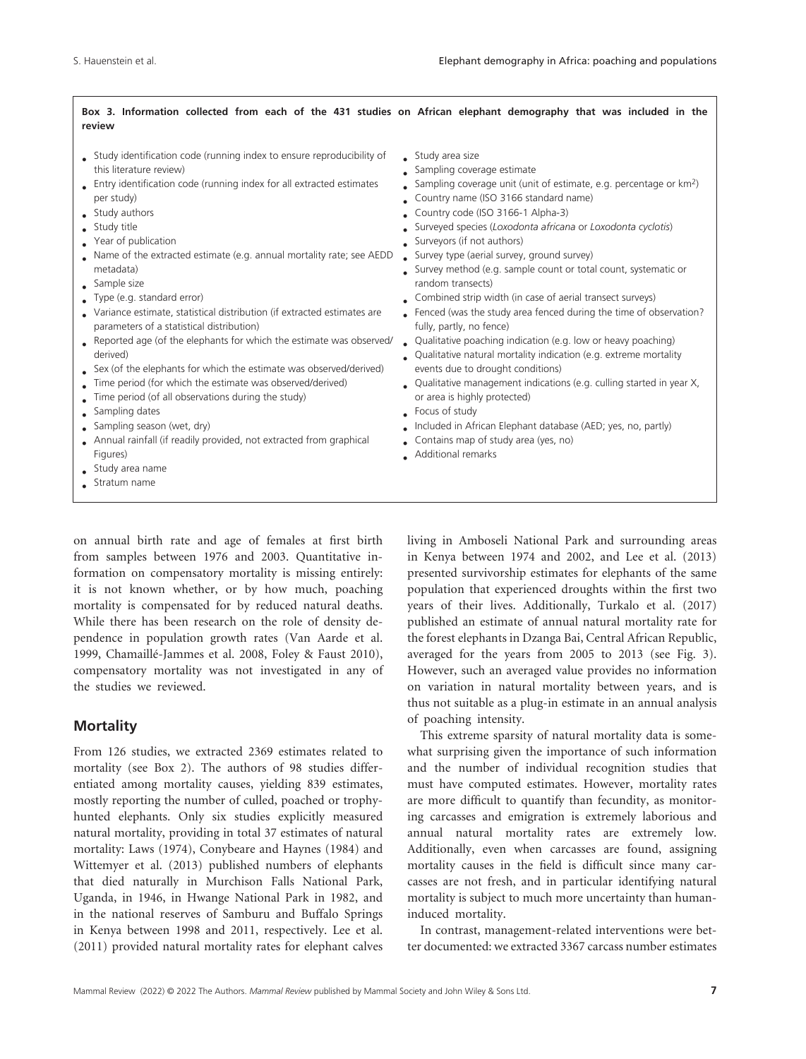**Box 3. Information collected from each of the 431 studies on African elephant demography that was included in the review**

- Study identification code (running index to ensure reproducibility of this literature review)
- Entry identification code (running index for all extracted estimates per study)
- Study authors
- Study title
- Year of publication
- Name of the extracted estimate (e.g. annual mortality rate; see AEDD metadata)
- Sample size
- Type (e.g. standard error)
- Variance estimate, statistical distribution (if extracted estimates are parameters of a statistical distribution)
- Reported age (of the elephants for which the estimate was observed/derived)
- Sex (of the elephants for which the estimate was observed/derived)
- Time period (for which the estimate was observed/derived)
- Time period (of all observations during the study)
- Sampling dates
- Sampling season (wet, dry)
- Annual rainfall (if readily provided, not extracted from graphical Figures)
- Study area name
- Stratum name
- Study area size
- Sampling coverage estimate
- Sampling coverage unit (unit of estimate, e.g. percentage or km$^2$)
- Country name (ISO 3166 standard name)
- Country code (ISO 3166-1 Alpha-3)
- Surveyed species (*Loxodonta africana* or *Loxodonta cyclotis*)
- Surveyors (if not authors)
- Survey type (aerial survey, ground survey)
- Survey method (e.g. sample count or total count, systematic or random transects)
- Combined strip width (in case of aerial transect surveys)
- Fenced (was the study area fenced during the time of observation? fully, partly, no fence)
- Qualitative poaching indication (e.g. low or heavy poaching)
- Qualitative natural mortality indication (e.g. extreme mortality events due to drought conditions)
- Qualitative management indications (e.g. culling started in year X, or area is highly protected)
- Focus of study
- Included in African Elephant database (AED; yes, no, partly)
- Contains map of study area (yes, no)
- Additional remarks

on annual birth rate and age of females at first birth from samples between 1976 and 2003. Quantitative information on compensatory mortality is missing entirely: it is not known whether, or by how much, poaching mortality is compensated for by reduced natural deaths. While there has been research on the role of density dependence in population growth rates (Van Aarde et al. 1999, Chamaillé-Jammes et al. 2008, Foley & Faust 2010), compensatory mortality was not investigated in any of the studies we reviewed.

## Mortality

From 126 studies, we extracted 2369 estimates related to mortality (see Box 2). The authors of 98 studies differentiated among mortality causes, yielding 839 estimates, mostly reporting the number of culled, poached or trophy-hunted elephants. Only six studies explicitly measured natural mortality, providing in total 37 estimates of natural mortality: Laws (1974), Conybeare and Haynes (1984) and Wittemyer et al. (2013) published numbers of elephants that died naturally in Murchison Falls National Park, Uganda, in 1946, in Hwange National Park in 1982, and in the national reserves of Samburu and Buffalo Springs in Kenya between 1998 and 2011, respectively. Lee et al. (2011) provided natural mortality rates for elephant calves living in Amboseli National Park and surrounding areas in Kenya between 1974 and 2002, and Lee et al. (2013) presented survivorship estimates for elephants of the same population that experienced droughts within the first two years of their lives. Additionally, Turkalo et al. (2017) published an estimate of annual natural mortality rate for the forest elephants in Dzanga Bai, Central African Republic, averaged for the years from 2005 to 2013 (see Fig. 3). However, such an averaged value provides no information on variation in natural mortality between years, and is thus not suitable as a plug-in estimate in an annual analysis of poaching intensity.

This extreme sparsity of natural mortality data is somewhat surprising given the importance of such information and the number of individual recognition studies that must have computed estimates. However, mortality rates are more difficult to quantify than fecundity, as monitoring carcasses and emigration is extremely laborious and annual natural mortality rates are extremely low. Additionally, even when carcasses are found, assigning mortality causes in the field is difficult since many carcasses are not fresh, and in particular identifying natural mortality is subject to much more uncertainty than human-induced mortality.

In contrast, management-related interventions were better documented: we extracted 3367 carcass number estimates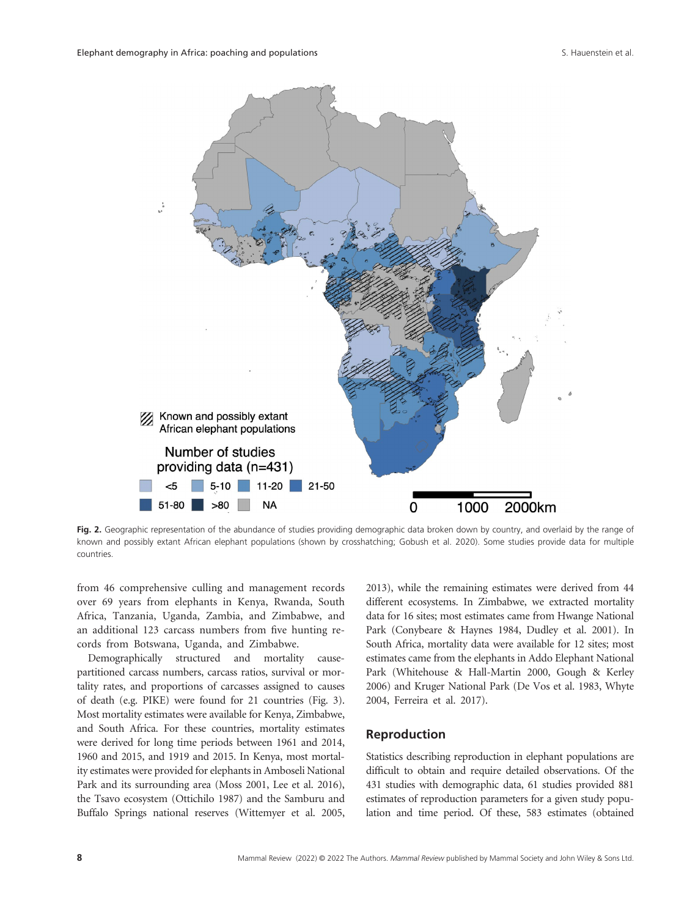Fig. 2. Geographic representation of the abundance of studies providing demographic data broken down by country, and overlaid by the range of known and possibly extant African elephant populations (shown by crosshatching; Gobush et al. 2020). Some studies provide data for multiple countries.

from 46 comprehensive culling and management records over 69 years from elephants in Kenya, Rwanda, South Africa, Tanzania, Uganda, Zambia, and Zimbabwe, and an additional 123 carcass numbers from five hunting records from Botswana, Uganda, and Zimbabwe.

Demographically structured and mortality cause-partitioned carcass numbers, carcass ratios, survival or mortality rates, and proportions of carcasses assigned to causes of death (e.g. PIKE) were found for 21 countries (Fig. 3). Most mortality estimates were available for Kenya, Zimbabwe, and South Africa. For these countries, mortality estimates were derived for long time periods between 1961 and 2014, 1960 and 2015, and 1919 and 2015. In Kenya, most mortality estimates were provided for elephants in Amboseli National Park and its surrounding area (Moss 2001, Lee et al. 2016), the Tsavo ecosystem (Ottichilo 1987) and the Samburu and Buffalo Springs national reserves (Wittemyer et al. 2005, 2013), while the remaining estimates were derived from 44 different ecosystems. In Zimbabwe, we extracted mortality data for 16 sites; most estimates came from Hwange National Park (Conybeare & Haynes 1984, Dudley et al. 2001). In South Africa, mortality data were available for 12 sites; most estimates came from the elephants in Addo Elephant National Park (Whitehouse & Hall-Martin 2000, Gough & Kerley 2006) and Kruger National Park (De Vos et al. 1983, Whyte 2004, Ferreira et al. 2017).

## Reproduction

Statistics describing reproduction in elephant populations are difficult to obtain and require detailed observations. Of the 431 studies with demographic data, 61 studies provided 881 estimates of reproduction parameters for a given study population and time period. Of these, 583 estimates (obtained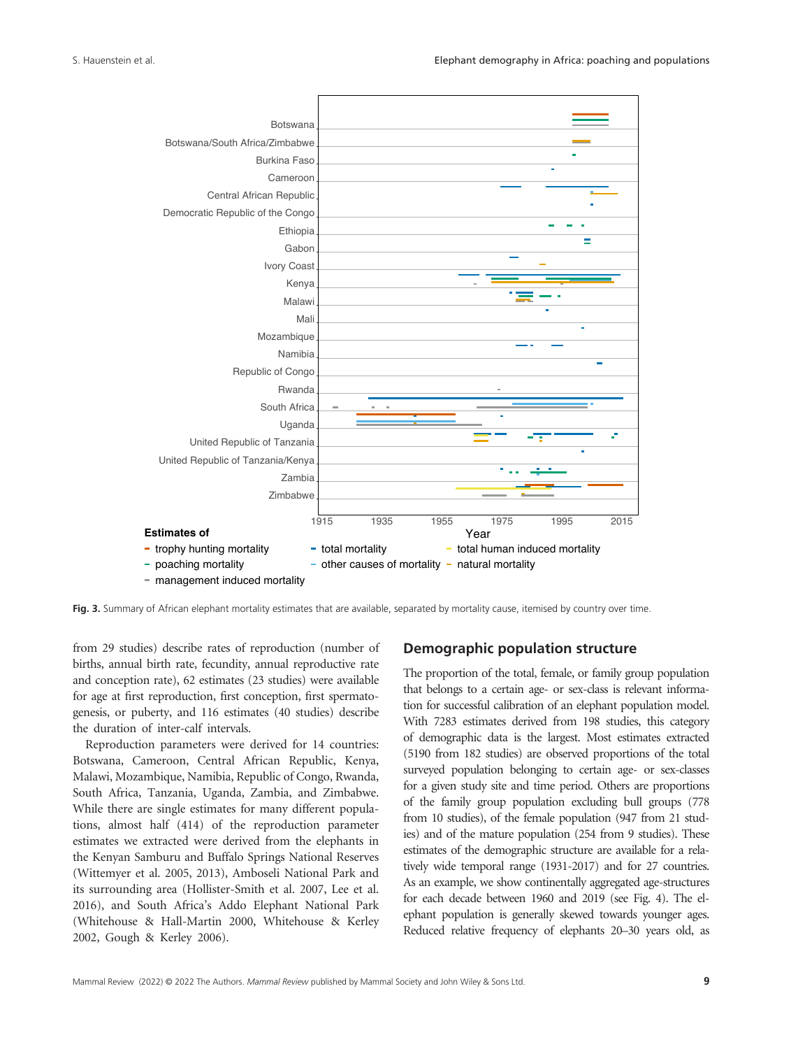Fig. 3. Summary of African elephant mortality estimates that are available, separated by mortality cause, itemised by country over time.

from 29 studies) describe rates of reproduction (number of births, annual birth rate, fecundity, annual reproductive rate and conception rate), 62 estimates (23 studies) were available for age at first reproduction, first conception, first spermatogenesis, or puberty, and 116 estimates (40 studies) describe the duration of inter-calf intervals.

Reproduction parameters were derived for 14 countries: Botswana, Cameroon, Central African Republic, Kenya, Malawi, Mozambique, Namibia, Republic of Congo, Rwanda, South Africa, Tanzania, Uganda, Zambia, and Zimbabwe. While there are single estimates for many different populations, almost half (414) of the reproduction parameter estimates we extracted were derived from the elephants in the Kenyan Samburu and Buffalo Springs National Reserves (Wittemyer et al. 2005, 2013), Amboseli National Park and its surrounding area (Hollister-Smith et al. 2007, Lee et al. 2016), and South Africa's Addo Elephant National Park (Whitehouse & Hall-Martin 2000, Whitehouse & Kerley 2002, Gough & Kerley 2006).

## Demographic population structure

The proportion of the total, female, or family group population that belongs to a certain age- or sex-class is relevant information for successful calibration of an elephant population model. With 7283 estimates derived from 198 studies, this category of demographic data is the largest. Most estimates extracted (5190 from 182 studies) are observed proportions of the total surveyed population belonging to certain age- or sex-classes for a given study site and time period. Others are proportions of the family group population excluding bull groups (778 from 10 studies), of the female population (947 from 21 studies) and of the mature population (254 from 9 studies). These estimates of the demographic structure are available for a relatively wide temporal range (1931-2017) and for 27 countries. As an example, we show continentally aggregated age-structures for each decade between 1960 and 2019 (see Fig. 4). The elephant population is generally skewed towards younger ages. Reduced relative frequency of elephants 20–30 years old, as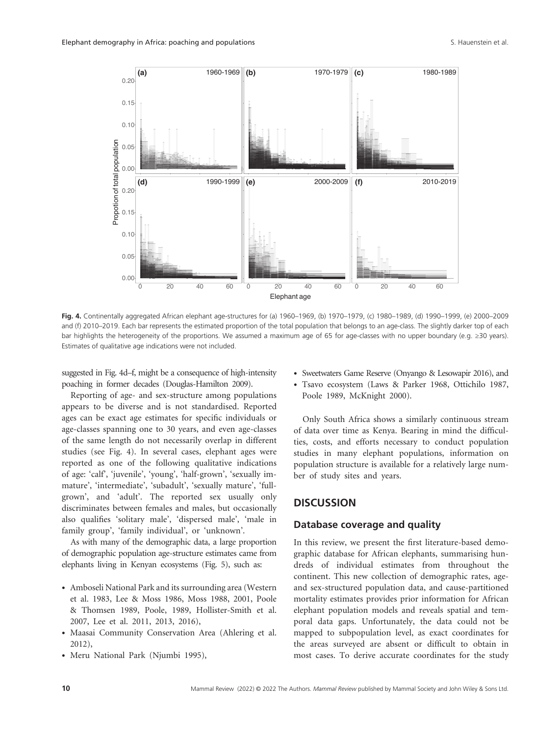**Fig. 4.** Continentally aggregated African elephant age-structures for (a) 1960–1969, (b) 1970–1979, (c) 1980–1989, (d) 1990–1999, (e) 2000–2009 and (f) 2010–2019. Each bar represents the estimated proportion of the total population that belongs to an age-class. The slightly darker top of each bar highlights the heterogeneity of the proportions. We assumed a maximum age of 65 for age-classes with no upper boundary (e.g. ≥30 years). Estimates of qualitative age indications were not included.

suggested in Fig. 4d–f, might be a consequence of high-intensity poaching in former decades (Douglas-Hamilton 2009).

Reporting of age- and sex-structure among populations appears to be diverse and is not standardised. Reported ages can be exact age estimates for specific individuals or age-classes spanning one to 30 years, and even age-classes of the same length do not necessarily overlap in different studies (see Fig. 4). In several cases, elephant ages were reported as one of the following qualitative indications of age: 'calf', 'juvenile', 'young', 'half-grown', 'sexually immature', 'intermediate', 'subadult', 'sexually mature', 'full-grown', and 'adult'. The reported sex usually only discriminates between females and males, but occasionally also qualifies 'solitary male', 'dispersed male', 'male in family group', 'family individual', or 'unknown'.

As with many of the demographic data, a large proportion of demographic population age-structure estimates came from elephants living in Kenyan ecosystems (Fig. 5), such as:

- Amboseli National Park and its surrounding area (Western et al. 1983, Lee & Moss 1986, Moss 1988, 2001, Poole & Thomsen 1989, Poole, 1989, Hollister-Smith et al. 2007, Lee et al. 2011, 2013, 2016),
- Maasai Community Conservation Area (Ahlering et al. 2012),
- Meru National Park (Njumbi 1995),
- Sweetwaters Game Reserve (Onyango & Lesowapir 2016), and
- Tsavo ecosystem (Laws & Parker 1968, Ottichilo 1987, Poole 1989, McKnight 2000).

Only South Africa shows a similarly continuous stream of data over time as Kenya. Bearing in mind the difficulties, costs, and efforts necessary to conduct population studies in many elephant populations, information on population structure is available for a relatively large number of study sites and years.

## DISCUSSION

### Database coverage and quality

In this review, we present the first literature-based demographic database for African elephants, summarising hundreds of individual estimates from throughout the continent. This new collection of demographic rates, age- and sex-structured population data, and cause-partitioned mortality estimates provides prior information for African elephant population models and reveals spatial and temporal data gaps. Unfortunately, the data could not be mapped to subpopulation level, as exact coordinates for the areas surveyed are absent or difficult to obtain in most cases. To derive accurate coordinates for the study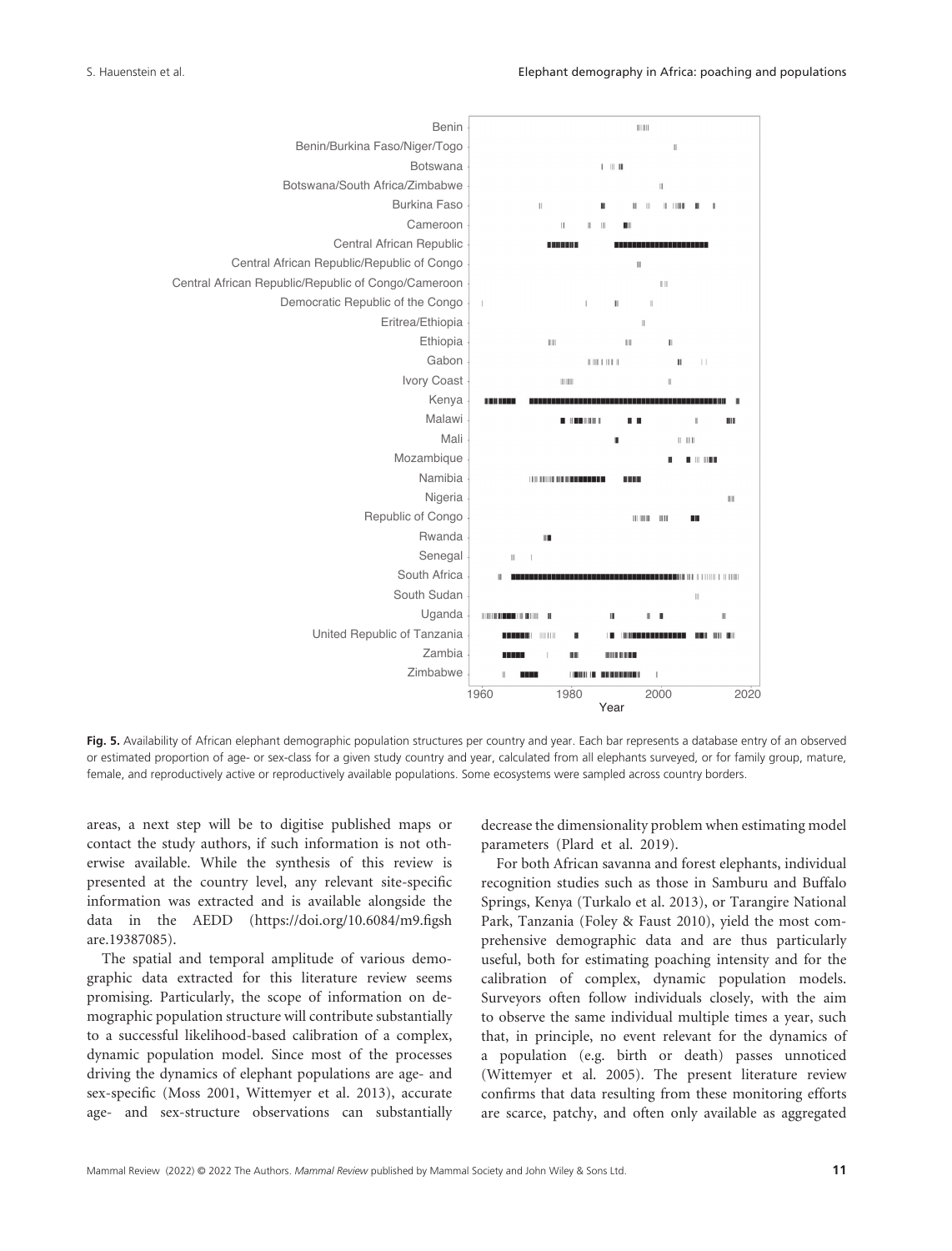Fig. 5. Availability of African elephant demographic population structures per country and year. Each bar represents a database entry of an observed or estimated proportion of age- or sex-class for a given study country and year, calculated from all elephants surveyed, or for family group, mature, female, and reproductively active or reproductively available populations. Some ecosystems were sampled across country borders.

areas, a next step will be to digitise published maps or contact the study authors, if such information is not otherwise available. While the synthesis of this review is presented at the country level, any relevant site-specific information was extracted and is available alongside the data in the AEDD (https://doi.org/10.6084/m9.figshare.19387085).

The spatial and temporal amplitude of various demographic data extracted for this literature review seems promising. Particularly, the scope of information on demographic population structure will contribute substantially to a successful likelihood-based calibration of a complex, dynamic population model. Since most of the processes driving the dynamics of elephant populations are age- and sex-specific (Moss 2001, Wittemyer et al. 2013), accurate age- and sex-structure observations can substantially decrease the dimensionality problem when estimating model parameters (Plard et al. 2019).

For both African savanna and forest elephants, individual recognition studies such as those in Samburu and Buffalo Springs, Kenya (Turkalo et al. 2013), or Tarangire National Park, Tanzania (Foley & Faust 2010), yield the most comprehensive demographic data and are thus particularly useful, both for estimating poaching intensity and for the calibration of complex, dynamic population models. Surveyors often follow individuals closely, with the aim to observe the same individual multiple times a year, such that, in principle, no event relevant for the dynamics of a population (e.g. birth or death) passes unnoticed (Wittemyer et al. 2005). The present literature review confirms that data resulting from these monitoring efforts are scarce, patchy, and often only available as aggregated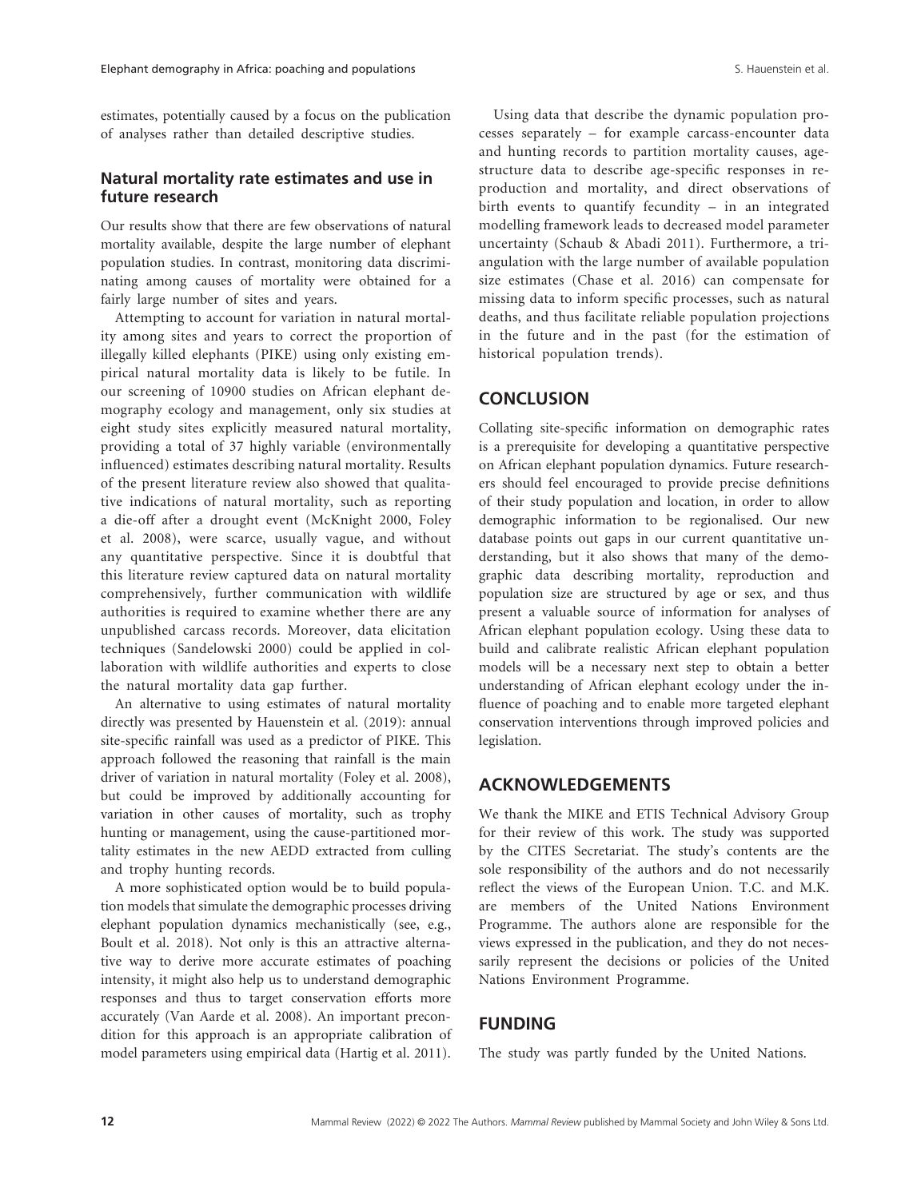estimates, potentially caused by a focus on the publication of analyses rather than detailed descriptive studies.

## Natural mortality rate estimates and use in future research

Our results show that there are few observations of natural mortality available, despite the large number of elephant population studies. In contrast, monitoring data discriminating among causes of mortality were obtained for a fairly large number of sites and years.

Attempting to account for variation in natural mortality among sites and years to correct the proportion of illegally killed elephants (PIKE) using only existing empirical natural mortality data is likely to be futile. In our screening of 10900 studies on African elephant demography ecology and management, only six studies at eight study sites explicitly measured natural mortality, providing a total of 37 highly variable (environmentally influenced) estimates describing natural mortality. Results of the present literature review also showed that qualitative indications of natural mortality, such as reporting a die-off after a drought event (McKnight 2000, Foley et al. 2008), were scarce, usually vague, and without any quantitative perspective. Since it is doubtful that this literature review captured data on natural mortality comprehensively, further communication with wildlife authorities is required to examine whether there are any unpublished carcass records. Moreover, data elicitation techniques (Sandelowski 2000) could be applied in collaboration with wildlife authorities and experts to close the natural mortality data gap further.

An alternative to using estimates of natural mortality directly was presented by Hauenstein et al. (2019): annual site-specific rainfall was used as a predictor of PIKE. This approach followed the reasoning that rainfall is the main driver of variation in natural mortality (Foley et al. 2008), but could be improved by additionally accounting for variation in other causes of mortality, such as trophy hunting or management, using the cause-partitioned mortality estimates in the new AEDD extracted from culling and trophy hunting records.

A more sophisticated option would be to build population models that simulate the demographic processes driving elephant population dynamics mechanistically (see, e.g., Boult et al. 2018). Not only is this an attractive alternative way to derive more accurate estimates of poaching intensity, it might also help us to understand demographic responses and thus to target conservation efforts more accurately (Van Aarde et al. 2008). An important precondition for this approach is an appropriate calibration of model parameters using empirical data (Hartig et al. 2011).

Using data that describe the dynamic population processes separately – for example carcass-encounter data and hunting records to partition mortality causes, age-structure data to describe age-specific responses in reproduction and mortality, and direct observations of birth events to quantify fecundity – in an integrated modelling framework leads to decreased model parameter uncertainty (Schaub & Abadi 2011). Furthermore, a triangulation with the large number of available population size estimates (Chase et al. 2016) can compensate for missing data to inform specific processes, such as natural deaths, and thus facilitate reliable population projections in the future and in the past (for the estimation of historical population trends).

## CONCLUSION

Collating site-specific information on demographic rates is a prerequisite for developing a quantitative perspective on African elephant population dynamics. Future researchers should feel encouraged to provide precise definitions of their study population and location, in order to allow demographic information to be regionalised. Our new database points out gaps in our current quantitative understanding, but it also shows that many of the demographic data describing mortality, reproduction and population size are structured by age or sex, and thus present a valuable source of information for analyses of African elephant population ecology. Using these data to build and calibrate realistic African elephant population models will be a necessary next step to obtain a better understanding of African elephant ecology under the influence of poaching and to enable more targeted elephant conservation interventions through improved policies and legislation.

## ACKNOWLEDGEMENTS

We thank the MIKE and ETIS Technical Advisory Group for their review of this work. The study was supported by the CITES Secretariat. The study's contents are the sole responsibility of the authors and do not necessarily reflect the views of the European Union. T.C. and M.K. are members of the United Nations Environment Programme. The authors alone are responsible for the views expressed in the publication, and they do not necessarily represent the decisions or policies of the United Nations Environment Programme.

## FUNDING

The study was partly funded by the United Nations.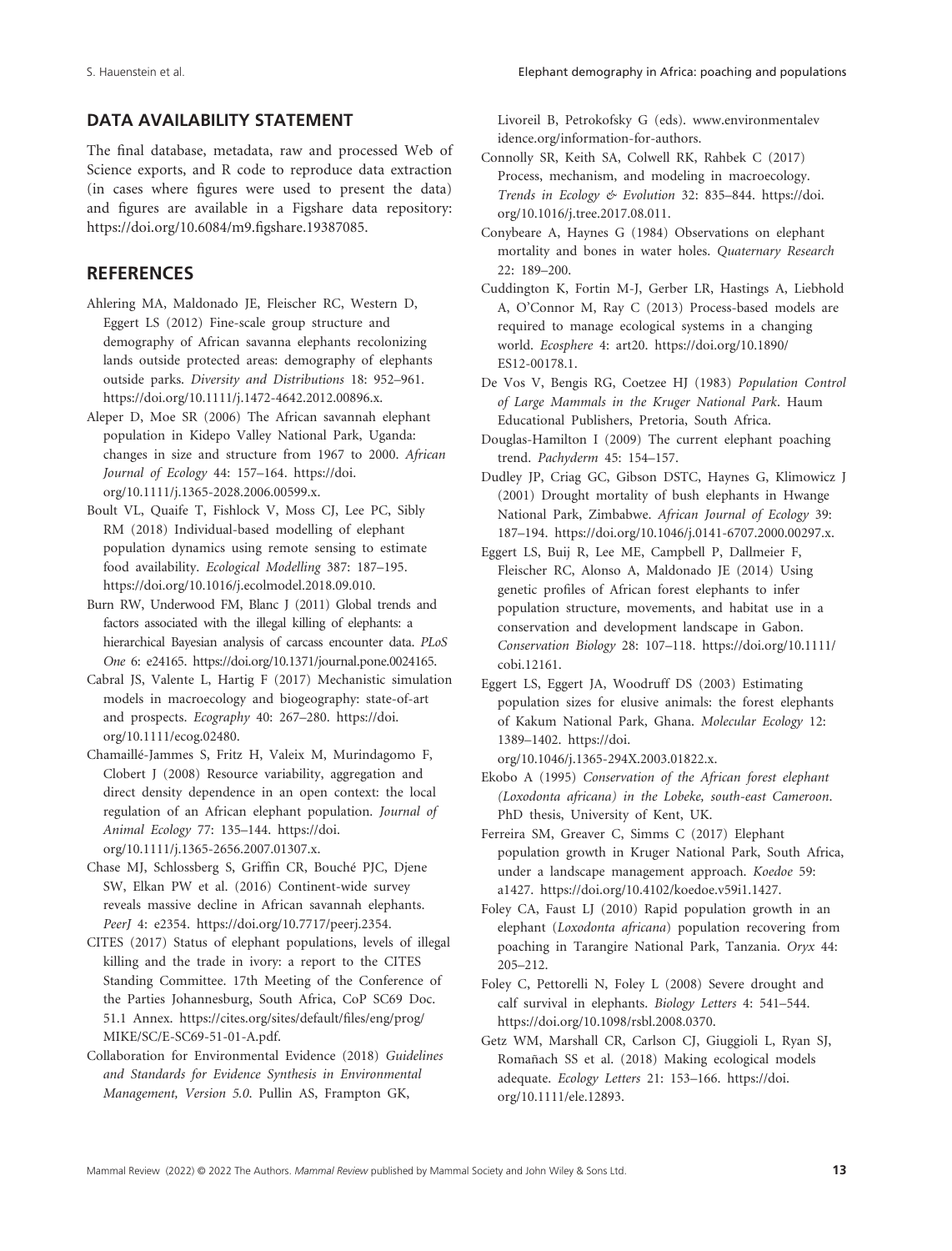## DATA AVAILABILITY STATEMENT

The final database, metadata, raw and processed Web of Science exports, and R code to reproduce data extraction (in cases where figures were used to present the data) and figures are available in a Figshare data repository: https://doi.org/10.6084/m9.figshare.19387085.

## REFERENCES

Ahlering MA, Maldonado JE, Fleischer RC, Western D, Eggert LS (2012) Fine-scale group structure and demography of African savanna elephants recolonizing lands outside protected areas: demography of elephants outside parks. *Diversity and Distributions* 18: 952–961. https://doi.org/10.1111/j.1472-4642.2012.00896.x.

Aleper D, Moe SR (2006) The African savannah elephant population in Kidepo Valley National Park, Uganda: changes in size and structure from 1967 to 2000. *African Journal of Ecology* 44: 157–164. https://doi.org/10.1111/j.1365-2028.2006.00599.x.

Boult VL, Quaife T, Fishlock V, Moss CJ, Lee PC, Sibly RM (2018) Individual-based modelling of elephant population dynamics using remote sensing to estimate food availability. *Ecological Modelling* 387: 187–195. https://doi.org/10.1016/j.ecolmodel.2018.09.010.

Burn RW, Underwood FM, Blanc J (2011) Global trends and factors associated with the illegal killing of elephants: a hierarchical Bayesian analysis of carcass encounter data. *PLoS One* 6: e24165. https://doi.org/10.1371/journal.pone.0024165.

Cabral JS, Valente L, Hartig F (2017) Mechanistic simulation models in macroecology and biogeography: state-of-art and prospects. *Ecography* 40: 267–280. https://doi.org/10.1111/ecog.02480.

Chamaillé-Jammes S, Fritz H, Valeix M, Murindagomo F, Clobert J (2008) Resource variability, aggregation and direct density dependence in an open context: the local regulation of an African elephant population. *Journal of Animal Ecology* 77: 135–144. https://doi.org/10.1111/j.1365-2656.2007.01307.x.

Chase MJ, Schlossberg S, Griffin CR, Bouché PJC, Djene SW, Elkan PW et al. (2016) Continent-wide survey reveals massive decline in African savannah elephants. *PeerJ* 4: e2354. https://doi.org/10.7717/peerj.2354.

CITES (2017) Status of elephant populations, levels of illegal killing and the trade in ivory: a report to the CITES Standing Committee. 17th Meeting of the Conference of the Parties Johannesburg, South Africa, CoP SC69 Doc. 51.1 Annex. https://cites.org/sites/default/files/eng/prog/MIKE/SC/E-SC69-51-01-A.pdf.

Collaboration for Environmental Evidence (2018) *Guidelines and Standards for Evidence Synthesis in Environmental Management, Version 5.0*. Pullin AS, Frampton GK, Livoreil B, Petrokofsky G (eds). www.environmentalevidence.org/information-for-authors.

Connolly SR, Keith SA, Colwell RK, Rahbek C (2017) Process, mechanism, and modeling in macroecology. *Trends in Ecology & Evolution* 32: 835–844. https://doi.org/10.1016/j.tree.2017.08.011.

Conybeare A, Haynes G (1984) Observations on elephant mortality and bones in water holes. *Quaternary Research* 22: 189–200.

Cuddington K, Fortin M-J, Gerber LR, Hastings A, Liebhold A, O'Connor M, Ray C (2013) Process-based models are required to manage ecological systems in a changing world. *Ecosphere* 4: art20. https://doi.org/10.1890/ES12-00178.1.

De Vos V, Bengis RG, Coetzee HJ (1983) *Population Control of Large Mammals in the Kruger National Park*. Haum Educational Publishers, Pretoria, South Africa.

Douglas-Hamilton I (2009) The current elephant poaching trend. *Pachyderm* 45: 154–157.

Dudley JP, Criag GC, Gibson DSTC, Haynes G, Klimowicz J (2001) Drought mortality of bush elephants in Hwange National Park, Zimbabwe. *African Journal of Ecology* 39: 187–194. https://doi.org/10.1046/j.0141-6707.2000.00297.x.

Eggert LS, Buij R, Lee ME, Campbell P, Dallmeier F, Fleischer RC, Alonso A, Maldonado JE (2014) Using genetic profiles of African forest elephants to infer population structure, movements, and habitat use in a conservation and development landscape in Gabon. *Conservation Biology* 28: 107–118. https://doi.org/10.1111/cobi.12161.

Eggert LS, Eggert JA, Woodruff DS (2003) Estimating population sizes for elusive animals: the forest elephants of Kakum National Park, Ghana. *Molecular Ecology* 12: 1389–1402. https://doi.org/10.1046/j.1365-294X.2003.01822.x.

Ekobo A (1995) *Conservation of the African forest elephant (Loxodonta africana) in the Lobeke, south-east Cameroon*. PhD thesis, University of Kent, UK.

Ferreira SM, Greaver C, Simms C (2017) Elephant population growth in Kruger National Park, South Africa, under a landscape management approach. *Koedoe* 59: a1427. https://doi.org/10.4102/koedoe.v59i1.1427.

Foley CA, Faust LJ (2010) Rapid population growth in an elephant (*Loxodonta africana*) population recovering from poaching in Tarangire National Park, Tanzania. *Oryx* 44: 205–212.

Foley C, Pettorelli N, Foley L (2008) Severe drought and calf survival in elephants. *Biology Letters* 4: 541–544. https://doi.org/10.1098/rsbl.2008.0370.

Getz WM, Marshall CR, Carlson CJ, Giuggioli L, Ryan SJ, Romañach SS et al. (2018) Making ecological models adequate. *Ecology Letters* 21: 153–166. https://doi.org/10.1111/ele.12893.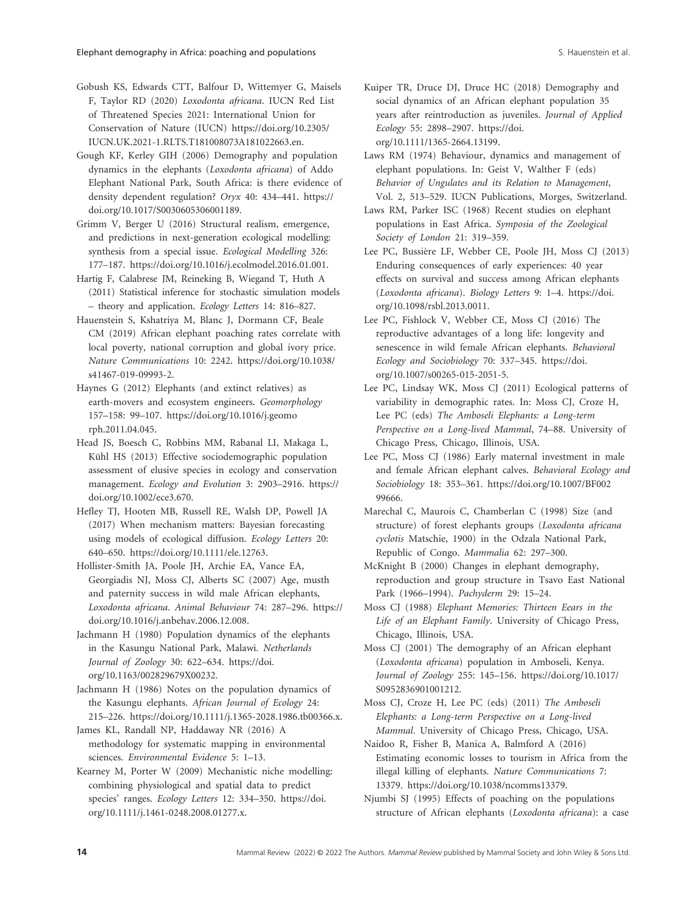Gobush KS, Edwards CTT, Balfour D, Wittemyer G, Maisels F, Taylor RD (2020) *Loxodonta africana*. IUCN Red List of Threatened Species 2021: International Union for Conservation of Nature (IUCN) https://doi.org/10.2305/IUCN.UK.2021-1.RLTS.T181008073A181022663.en.

Gough KF, Kerley GIH (2006) Demography and population dynamics in the elephants (*Loxodonta africana*) of Addo Elephant National Park, South Africa: is there evidence of density dependent regulation? *Oryx* 40: 434–441. https://doi.org/10.1017/S0030605306001189.

Grimm V, Berger U (2016) Structural realism, emergence, and predictions in next-generation ecological modelling: synthesis from a special issue. *Ecological Modelling* 326: 177–187. https://doi.org/10.1016/j.ecolmodel.2016.01.001.

Hartig F, Calabrese JM, Reineking B, Wiegand T, Huth A (2011) Statistical inference for stochastic simulation models – theory and application. *Ecology Letters* 14: 816–827.

Hauenstein S, Kshatriya M, Blanc J, Dormann CF, Beale CM (2019) African elephant poaching rates correlate with local poverty, national corruption and global ivory price. *Nature Communications* 10: 2242. https://doi.org/10.1038/s41467-019-09993-2.

Haynes G (2012) Elephants (and extinct relatives) as earth-movers and ecosystem engineers. *Geomorphology* 157–158: 99–107. https://doi.org/10.1016/j.geomorph.2011.04.045.

Head JS, Boesch C, Robbins MM, Rabanal LI, Makaga L, Kühl HS (2013) Effective sociodemographic population assessment of elusive species in ecology and conservation management. *Ecology and Evolution* 3: 2903–2916. https://doi.org/10.1002/ece3.670.

Hefley TJ, Hooten MB, Russell RE, Walsh DP, Powell JA (2017) When mechanism matters: Bayesian forecasting using models of ecological diffusion. *Ecology Letters* 20: 640–650. https://doi.org/10.1111/ele.12763.

Hollister-Smith JA, Poole JH, Archie EA, Vance EA, Georgiadis NJ, Moss CJ, Alberts SC (2007) Age, musth and paternity success in wild male African elephants, *Loxodonta africana*. *Animal Behaviour* 74: 287–296. https://doi.org/10.1016/j.anbehav.2006.12.008.

Jachmann H (1980) Population dynamics of the elephants in the Kasungu National Park, Malawi. *Netherlands Journal of Zoology* 30: 622–634. https://doi.org/10.1163/002829679X00232.

Jachmann H (1986) Notes on the population dynamics of the Kasungu elephants. *African Journal of Ecology* 24: 215–226. https://doi.org/10.1111/j.1365-2028.1986.tb00366.x.

James KL, Randall NP, Haddaway NR (2016) A methodology for systematic mapping in environmental sciences. *Environmental Evidence* 5: 1–13.

Kearney M, Porter W (2009) Mechanistic niche modelling: combining physiological and spatial data to predict species' ranges. *Ecology Letters* 12: 334–350. https://doi.org/10.1111/j.1461-0248.2008.01277.x.

Kuiper TR, Druce DJ, Druce HC (2018) Demography and social dynamics of an African elephant population 35 years after reintroduction as juveniles. *Journal of Applied Ecology* 55: 2898–2907. https://doi.org/10.1111/1365-2664.13199.

Laws RM (1974) Behaviour, dynamics and management of elephant populations. In: Geist V, Walther F (eds) *Behavior of Ungulates and its Relation to Management*, Vol. 2, 513–529. IUCN Publications, Morges, Switzerland.

Laws RM, Parker ISC (1968) Recent studies on elephant populations in East Africa. *Symposia of the Zoological Society of London* 21: 319–359.

Lee PC, Bussière LF, Webber CE, Poole JH, Moss CJ (2013) Enduring consequences of early experiences: 40 year effects on survival and success among African elephants (*Loxodonta africana*). *Biology Letters* 9: 1–4. https://doi.org/10.1098/rsbl.2013.0011.

Lee PC, Fishlock V, Webber CE, Moss CJ (2016) The reproductive advantages of a long life: longevity and senescence in wild female African elephants. *Behavioral Ecology and Sociobiology* 70: 337–345. https://doi.org/10.1007/s00265-015-2051-5.

Lee PC, Lindsay WK, Moss CJ (2011) Ecological patterns of variability in demographic rates. In: Moss CJ, Croze H, Lee PC (eds) *The Amboseli Elephants: a Long-term Perspective on a Long-lived Mammal*, 74–88. University of Chicago Press, Chicago, Illinois, USA.

Lee PC, Moss CJ (1986) Early maternal investment in male and female African elephant calves. *Behavioral Ecology and Sociobiology* 18: 353–361. https://doi.org/10.1007/BF00299666.

Marechal C, Maurois C, Chamberlan C (1998) Size (and structure) of forest elephants groups (*Loxodonta africana cyclotis* Matschie, 1900) in the Odzala National Park, Republic of Congo. *Mammalia* 62: 297–300.

McKnight B (2000) Changes in elephant demography, reproduction and group structure in Tsavo East National Park (1966–1994). *Pachyderm* 29: 15–24.

Moss CJ (1988) *Elephant Memories: Thirteen Eears in the Life of an Elephant Family*. University of Chicago Press, Chicago, Illinois, USA.

Moss CJ (2001) The demography of an African elephant (*Loxodonta africana*) population in Amboseli, Kenya. *Journal of Zoology* 255: 145–156. https://doi.org/10.1017/S0952836901001212.

Moss CJ, Croze H, Lee PC (eds) (2011) *The Amboseli Elephants: a Long-term Perspective on a Long-lived Mammal*. University of Chicago Press, Chicago, USA.

Naidoo R, Fisher B, Manica A, Balmford A (2016) Estimating economic losses to tourism in Africa from the illegal killing of elephants. *Nature Communications* 7: 13379. https://doi.org/10.1038/ncomms13379.

Njumbi SJ (1995) Effects of poaching on the populations structure of African elephants (*Loxodonta africana*): a case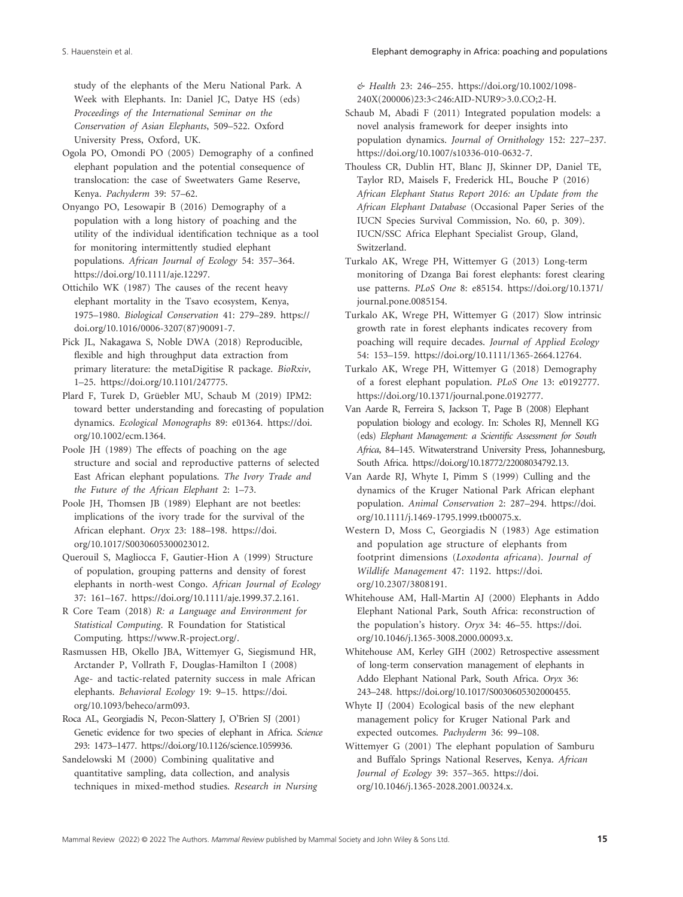study of the elephants of the Meru National Park. A Week with Elephants. In: Daniel JC, Datye HS (eds) *Proceedings of the International Seminar on the Conservation of Asian Elephants*, 509–522. Oxford University Press, Oxford, UK.

Ogola PO, Omondi PO (2005) Demography of a confined elephant population and the potential consequence of translocation: the case of Sweetwaters Game Reserve, Kenya. *Pachyderm* 39: 57–62.

Onyango PO, Lesowapir B (2016) Demography of a population with a long history of poaching and the utility of the individual identification technique as a tool for monitoring intermittently studied elephant populations. *African Journal of Ecology* 54: 357–364. https://doi.org/10.1111/aje.12297.

Ottichilo WK (1987) The causes of the recent heavy elephant mortality in the Tsavo ecosystem, Kenya, 1975–1980. *Biological Conservation* 41: 279–289. https://doi.org/10.1016/0006-3207(87)90091-7.

Pick JL, Nakagawa S, Noble DWA (2018) Reproducible, flexible and high throughput data extraction from primary literature: the metaDigitise R package. *BioRxiv*, 1–25. https://doi.org/10.1101/247775.

Plard F, Turek D, Grüebler MU, Schaub M (2019) IPM2: toward better understanding and forecasting of population dynamics. *Ecological Monographs* 89: e01364. https://doi.org/10.1002/ecm.1364.

Poole JH (1989) The effects of poaching on the age structure and social and reproductive patterns of selected East African elephant populations. *The Ivory Trade and the Future of the African Elephant* 2: 1–73.

Poole JH, Thomsen JB (1989) Elephant are not beetles: implications of the ivory trade for the survival of the African elephant. *Oryx* 23: 188–198. https://doi.org/10.1017/S0030605300023012.

Querouil S, Magliocca F, Gautier-Hion A (1999) Structure of population, grouping patterns and density of forest elephants in north-west Congo. *African Journal of Ecology* 37: 161–167. https://doi.org/10.1111/aje.1999.37.2.161.

R Core Team (2018) *R: a Language and Environment for Statistical Computing*. R Foundation for Statistical Computing. https://www.R-project.org/.

Rasmussen HB, Okello JBA, Wittemyer G, Siegismund HR, Arctander P, Vollrath F, Douglas-Hamilton I (2008) Age- and tactic-related paternity success in male African elephants. *Behavioral Ecology* 19: 9–15. https://doi.org/10.1093/beheco/arm093.

Roca AL, Georgiadis N, Pecon-Slattery J, O'Brien SJ (2001) Genetic evidence for two species of elephant in Africa. *Science* 293: 1473–1477. https://doi.org/10.1126/science.1059936.

Sandelowski M (2000) Combining qualitative and quantitative sampling, data collection, and analysis techniques in mixed-method studies. *Research in Nursing & Health* 23: 246–255. https://doi.org/10.1002/1098-240X(200006)23:3<246:AID-NUR9>3.0.CO;2-H.

Schaub M, Abadi F (2011) Integrated population models: a novel analysis framework for deeper insights into population dynamics. *Journal of Ornithology* 152: 227–237. https://doi.org/10.1007/s10336-010-0632-7.

Thouless CR, Dublin HT, Blanc JJ, Skinner DP, Daniel TE, Taylor RD, Maisels F, Frederick HL, Bouche P (2016) *African Elephant Status Report 2016: an Update from the African Elephant Database* (Occasional Paper Series of the IUCN Species Survival Commission, No. 60, p. 309). IUCN/SSC Africa Elephant Specialist Group, Gland, Switzerland.

Turkalo AK, Wrege PH, Wittemyer G (2013) Long-term monitoring of Dzanga Bai forest elephants: forest clearing use patterns. *PLoS One* 8: e85154. https://doi.org/10.1371/journal.pone.0085154.

Turkalo AK, Wrege PH, Wittemyer G (2017) Slow intrinsic growth rate in forest elephants indicates recovery from poaching will require decades. *Journal of Applied Ecology* 54: 153–159. https://doi.org/10.1111/1365-2664.12764.

Turkalo AK, Wrege PH, Wittemyer G (2018) Demography of a forest elephant population. *PLoS One* 13: e0192777. https://doi.org/10.1371/journal.pone.0192777.

Van Aarde R, Ferreira S, Jackson T, Page B (2008) Elephant population biology and ecology. In: Scholes RJ, Mennell KG (eds) *Elephant Management: a Scientific Assessment for South Africa*, 84–145. Witwaterstrand University Press, Johannesburg, South Africa. https://doi.org/10.18772/22008034792.13.

Van Aarde RJ, Whyte I, Pimm S (1999) Culling and the dynamics of the Kruger National Park African elephant population. *Animal Conservation* 2: 287–294. https://doi.org/10.1111/j.1469-1795.1999.tb00075.x.

Western D, Moss C, Georgiadis N (1983) Age estimation and population age structure of elephants from footprint dimensions (*Loxodonta africana*). *Journal of Wildlife Management* 47: 1192. https://doi.org/10.2307/3808191.

Whitehouse AM, Hall-Martin AJ (2000) Elephants in Addo Elephant National Park, South Africa: reconstruction of the population's history. *Oryx* 34: 46–55. https://doi.org/10.1046/j.1365-3008.2000.00093.x.

Whitehouse AM, Kerley GIH (2002) Retrospective assessment of long-term conservation management of elephants in Addo Elephant National Park, South Africa. *Oryx* 36: 243–248. https://doi.org/10.1017/S0030605302000455.

Whyte IJ (2004) Ecological basis of the new elephant management policy for Kruger National Park and expected outcomes. *Pachyderm* 36: 99–108.

Wittemyer G (2001) The elephant population of Samburu and Buffalo Springs National Reserves, Kenya. *African Journal of Ecology* 39: 357–365. https://doi.org/10.1046/j.1365-2028.2001.00324.x.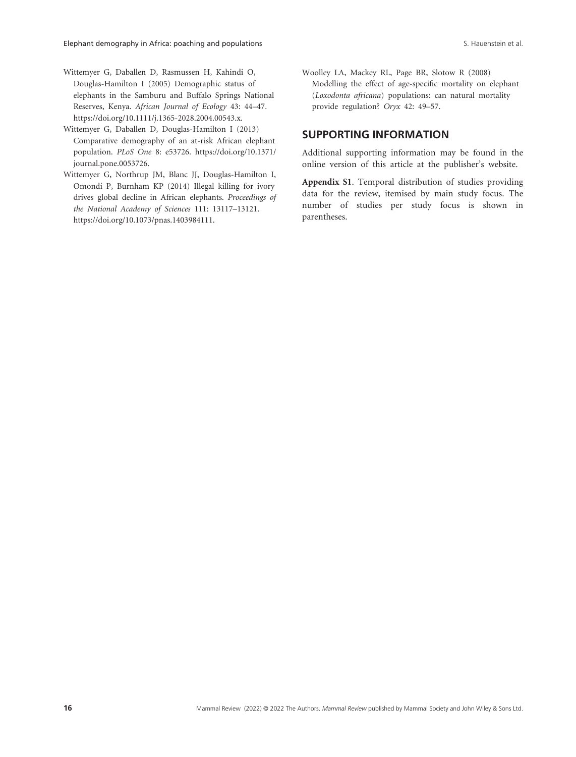Wittemyer G, Daballen D, Rasmussen H, Kahindi O, Douglas-Hamilton I (2005) Demographic status of elephants in the Samburu and Buffalo Springs National Reserves, Kenya. *African Journal of Ecology* 43: 44–47. https://doi.org/10.1111/j.1365-2028.2004.00543.x.

Wittemyer G, Daballen D, Douglas-Hamilton I (2013) Comparative demography of an at-risk African elephant population. *PLoS One* 8: e53726. https://doi.org/10.1371/journal.pone.0053726.

Wittemyer G, Northrup JM, Blanc JJ, Douglas-Hamilton I, Omondi P, Burnham KP (2014) Illegal killing for ivory drives global decline in African elephants. *Proceedings of the National Academy of Sciences* 111: 13117–13121. https://doi.org/10.1073/pnas.1403984111.

Woolley LA, Mackey RL, Page BR, Slotow R (2008) Modelling the effect of age-specific mortality on elephant (*Loxodonta africana*) populations: can natural mortality provide regulation? *Oryx* 42: 49–57.

## SUPPORTING INFORMATION

Additional supporting information may be found in the online version of this article at the publisher's website.

**Appendix S1**. Temporal distribution of studies providing data for the review, itemised by main study focus. The number of studies per study focus is shown in parentheses.